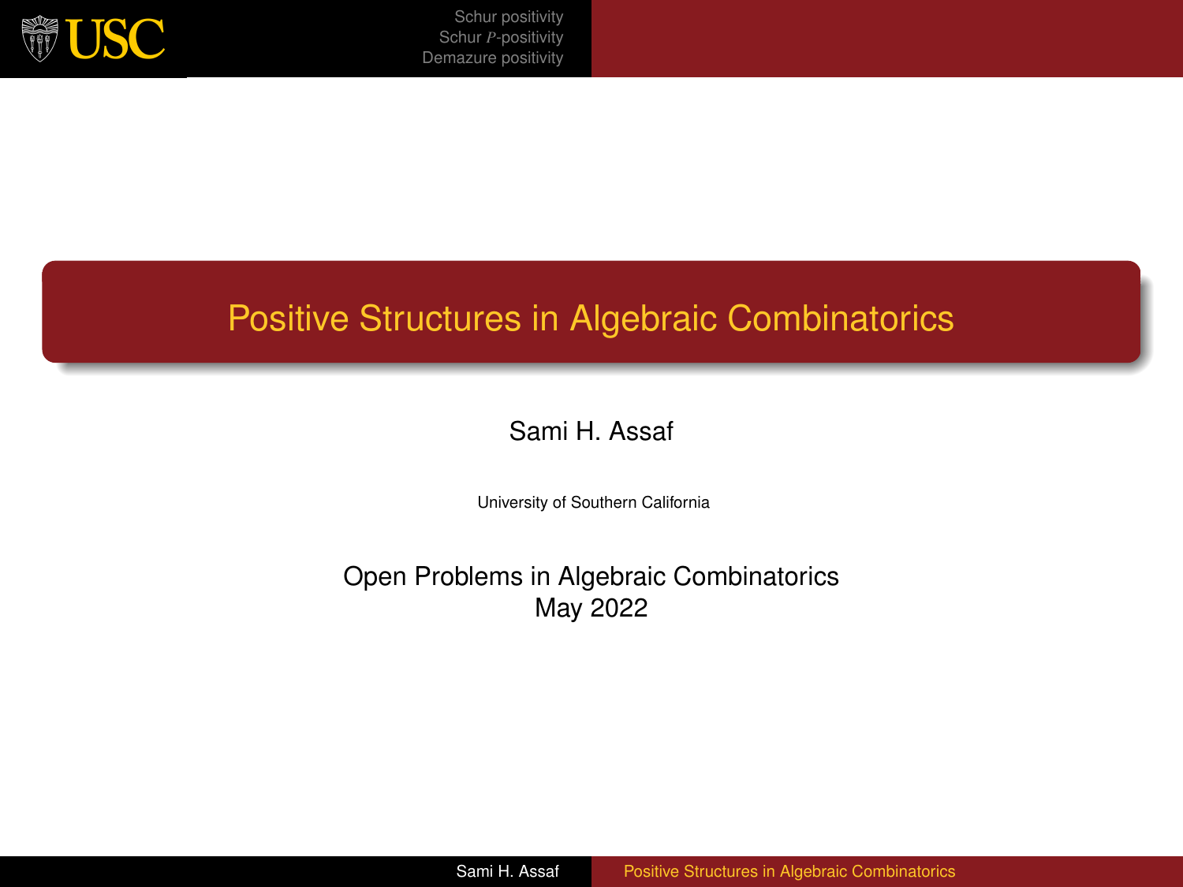# Positive Structures in Algebraic Combinatorics

Sami H. Assaf

University of Southern California

Open Problems in Algebraic Combinatorics
May 2022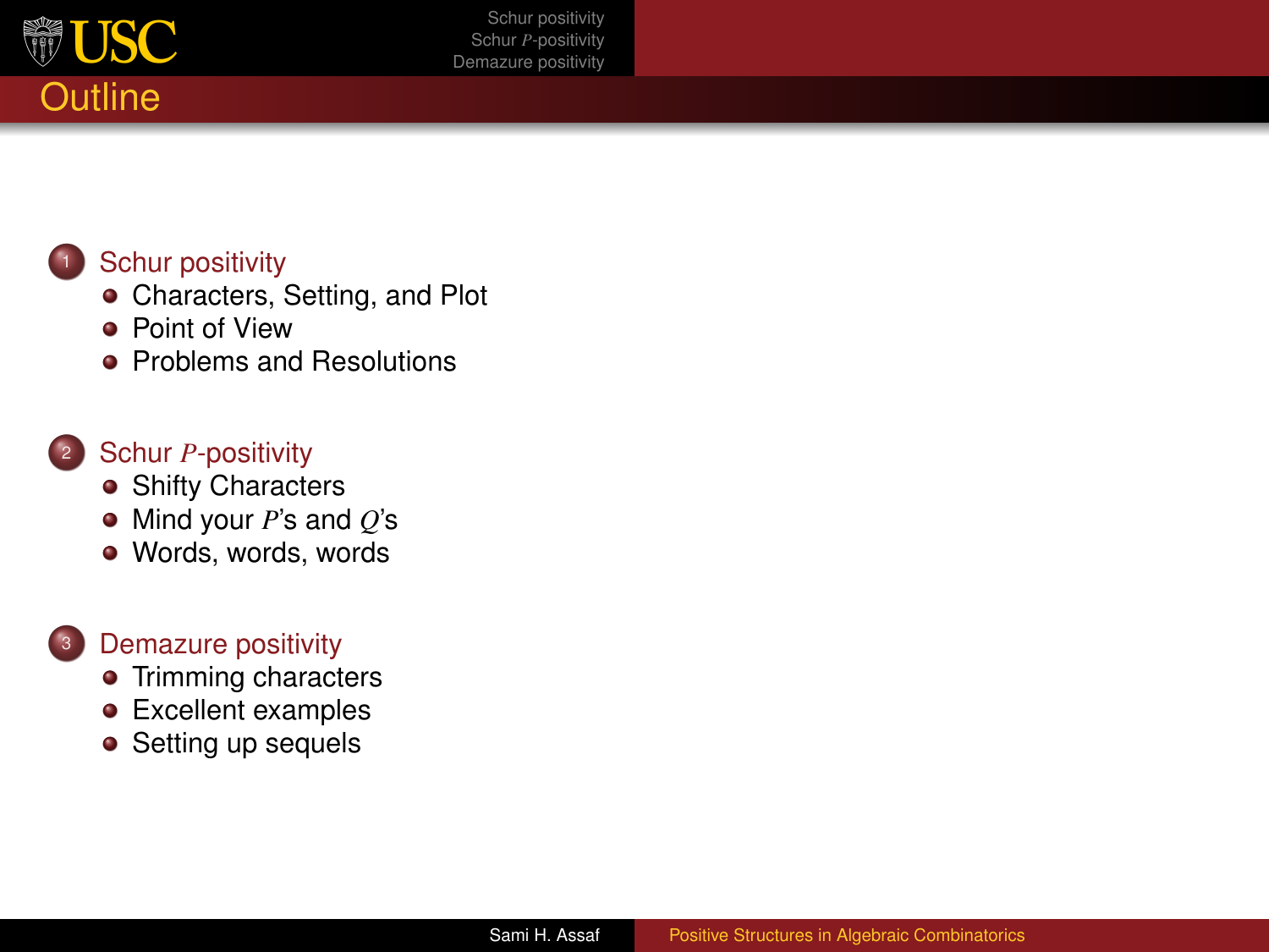# Outline

1. Schur positivity
   - Characters, Setting, and Plot
   - Point of View
   - Problems and Resolutions

2. Schur $P$-positivity
   - Shifty Characters
   - Mind your $P$'s and $Q$'s
   - Words, words, words

3. Demazure positivity
   - Trimming characters
   - Excellent examples
   - Setting up sequels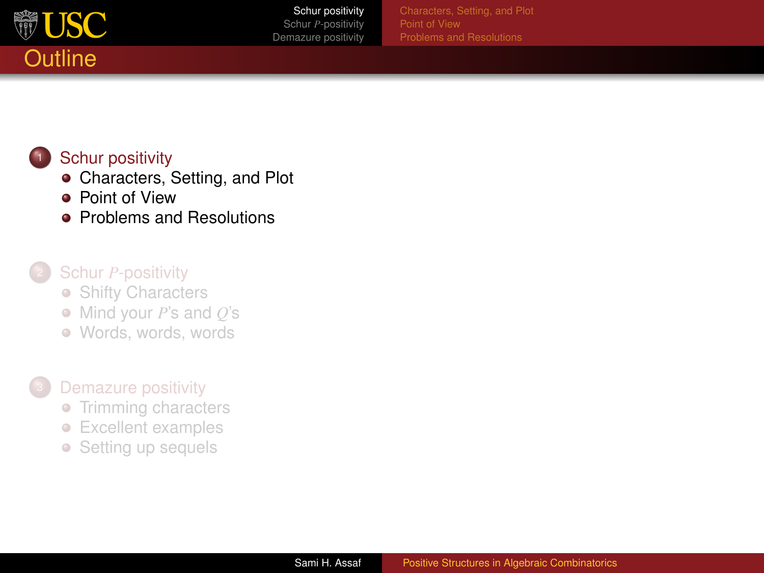# Outline

1. Schur positivity
   - Characters, Setting, and Plot
   - Point of View
   - Problems and Resolutions

2. Schur $P$-positivity
   - Shifty Characters
   - Mind your $P$'s and $Q$'s
   - Words, words, words

3. Demazure positivity
   - Trimming characters
   - Excellent examples
   - Setting up sequels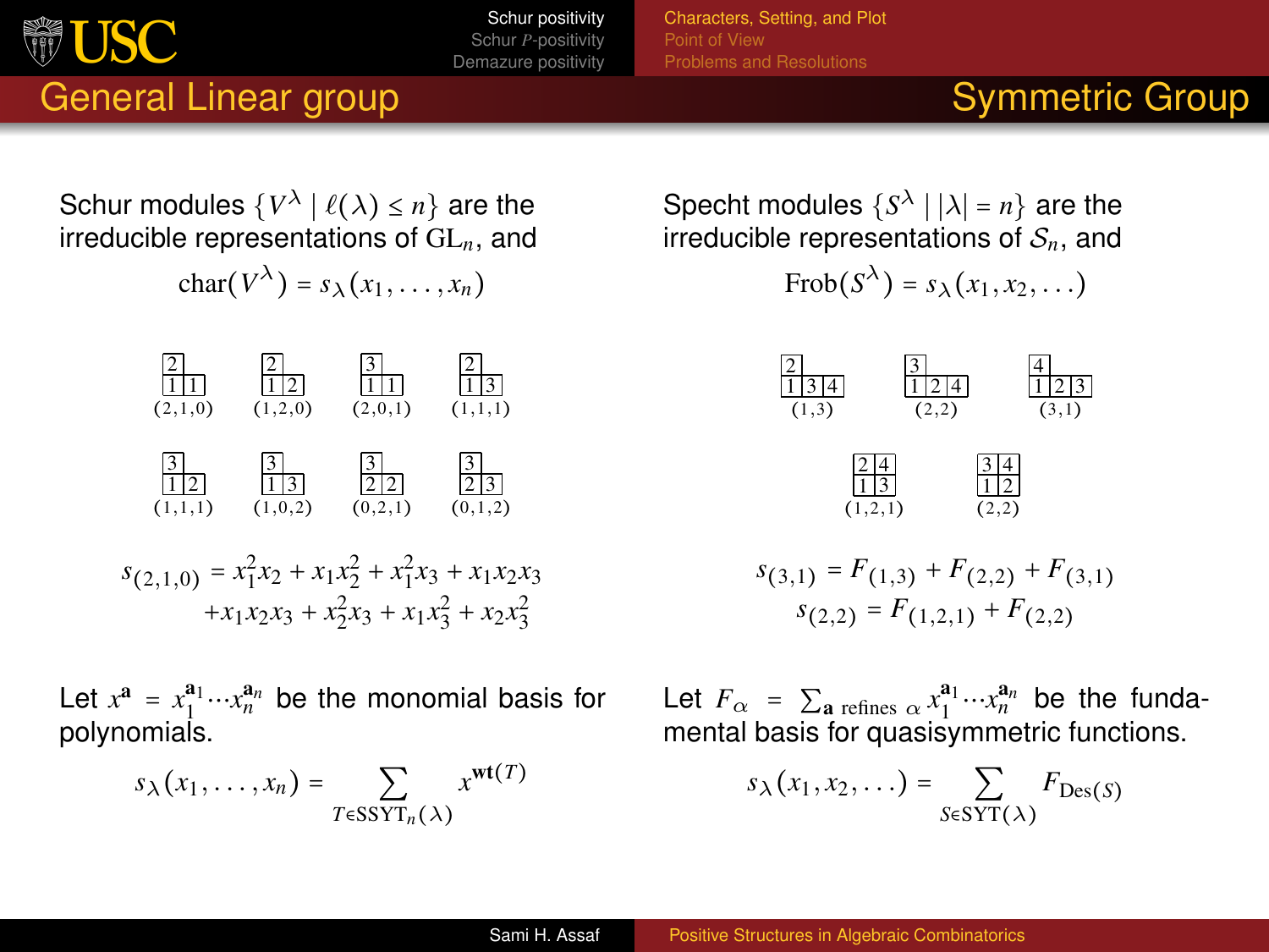## General Linear group

Schur modules $\{V^\lambda \mid \ell(\lambda) \leq n\}$ are the irreducible representations of $\mathrm{GL}_n$, and

$$\mathrm{char}(V^\lambda) = s_\lambda(x_1, \ldots, x_n)$$

| 2 / 1 1 | 2 / 1 2 | 3 / 1 1 | 2 / 1 3 |
|---|---|---|---|
| $(2,1,0)$ | $(1,2,0)$ | $(2,0,1)$ | $(1,1,1)$ |
| 3 / 1 2 | 3 / 1 3 | 3 / 2 2 | 3 / 2 3 |
| $(1,1,1)$ | $(1,0,2)$ | $(0,2,1)$ | $(0,1,2)$ |

$$s_{(2,1,0)} = x_1^2 x_2 + x_1 x_2^2 + x_1^2 x_3 + x_1 x_2 x_3 + x_1 x_2 x_3 + x_2^2 x_3 + x_1 x_3^2 + x_2 x_3^2$$

Let $x^{\mathbf{a}} = x_1^{\mathbf{a}_1} \cdots x_n^{\mathbf{a}_n}$ be the monomial basis for polynomials.

$$s_\lambda(x_1, \ldots, x_n) = \sum_{T \in \mathrm{SSYT}_n(\lambda)} x^{\mathbf{wt}(T)}$$

## Symmetric Group

Specht modules $\{S^\lambda \mid |\lambda| = n\}$ are the irreducible representations of $\mathcal{S}_n$, and

$$\mathrm{Frob}(S^\lambda) = s_\lambda(x_1, x_2, \ldots)$$

| 2 / 1 3 4 | 3 / 1 2 4 | 4 / 1 2 3 | 2 4 / 1 3 | 3 4 / 1 2 |
|---|---|---|---|---|
| $(1,3)$ | $(2,2)$ | $(3,1)$ | $(1,2,1)$ | $(2,2)$ |

$$s_{(3,1)} = F_{(1,3)} + F_{(2,2)} + F_{(3,1)}$$
$$s_{(2,2)} = F_{(1,2,1)} + F_{(2,2)}$$

Let $F_\alpha = \sum_{\mathbf{a} \text{ refines } \alpha} x_1^{\mathbf{a}_1} \cdots x_n^{\mathbf{a}_n}$ be the fundamental basis for quasisymmetric functions.

$$s_\lambda(x_1, x_2, \ldots) = \sum_{S \in \mathrm{SYT}(\lambda)} F_{\mathrm{Des}(S)}$$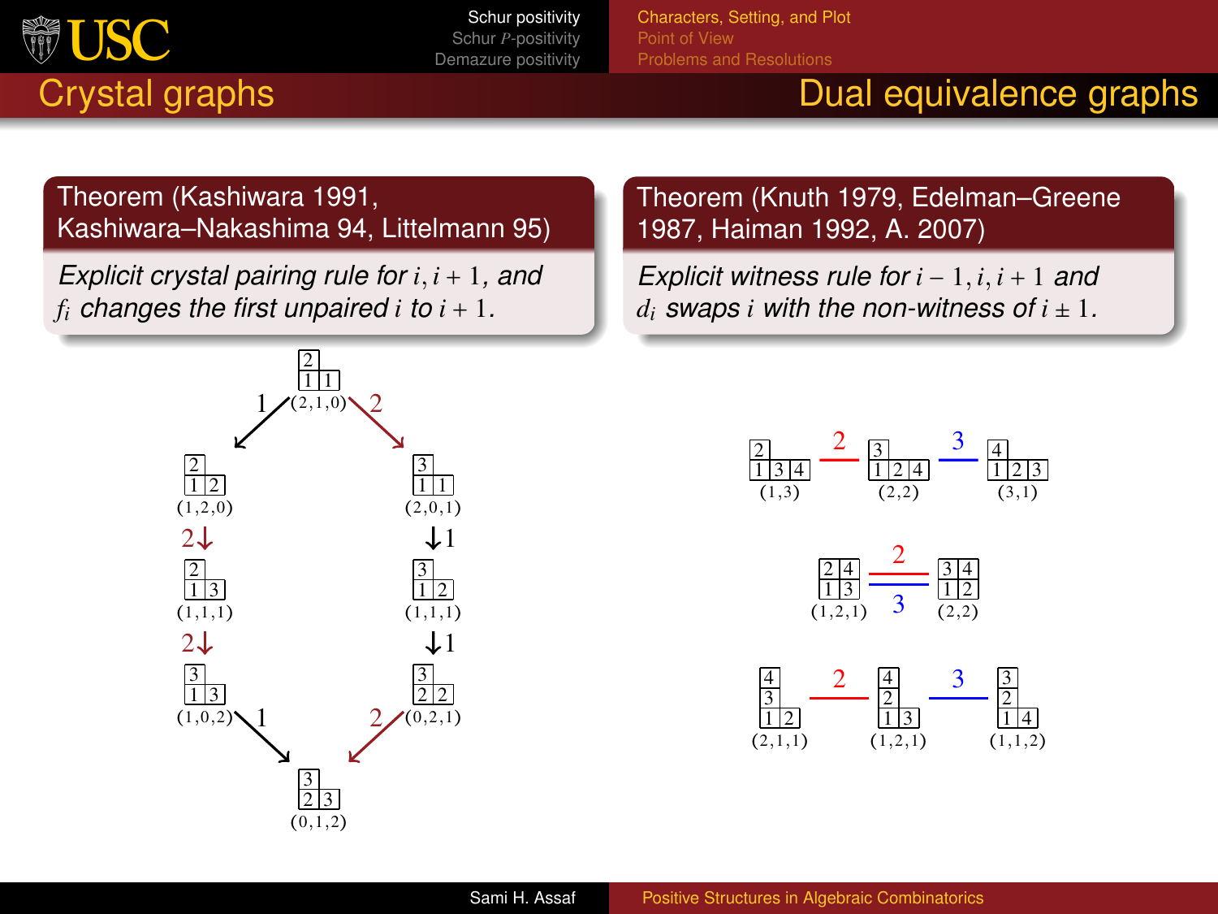## Crystal graphs | Dual equivalence graphs

**Theorem (Kashiwara 1991, Kashiwara–Nakashima 94, Littelmann 95)**

*Explicit crystal pairing rule for $i, i+1$, and $f_i$ changes the first unpaired $i$ to $i+1$.*

**Theorem (Knuth 1979, Edelman–Greene 1987, Haiman 1992, A. 2007)**

*Explicit witness rule for $i-1, i, i+1$ and $d_i$ swaps $i$ with the non-witness of $i \pm 1$.*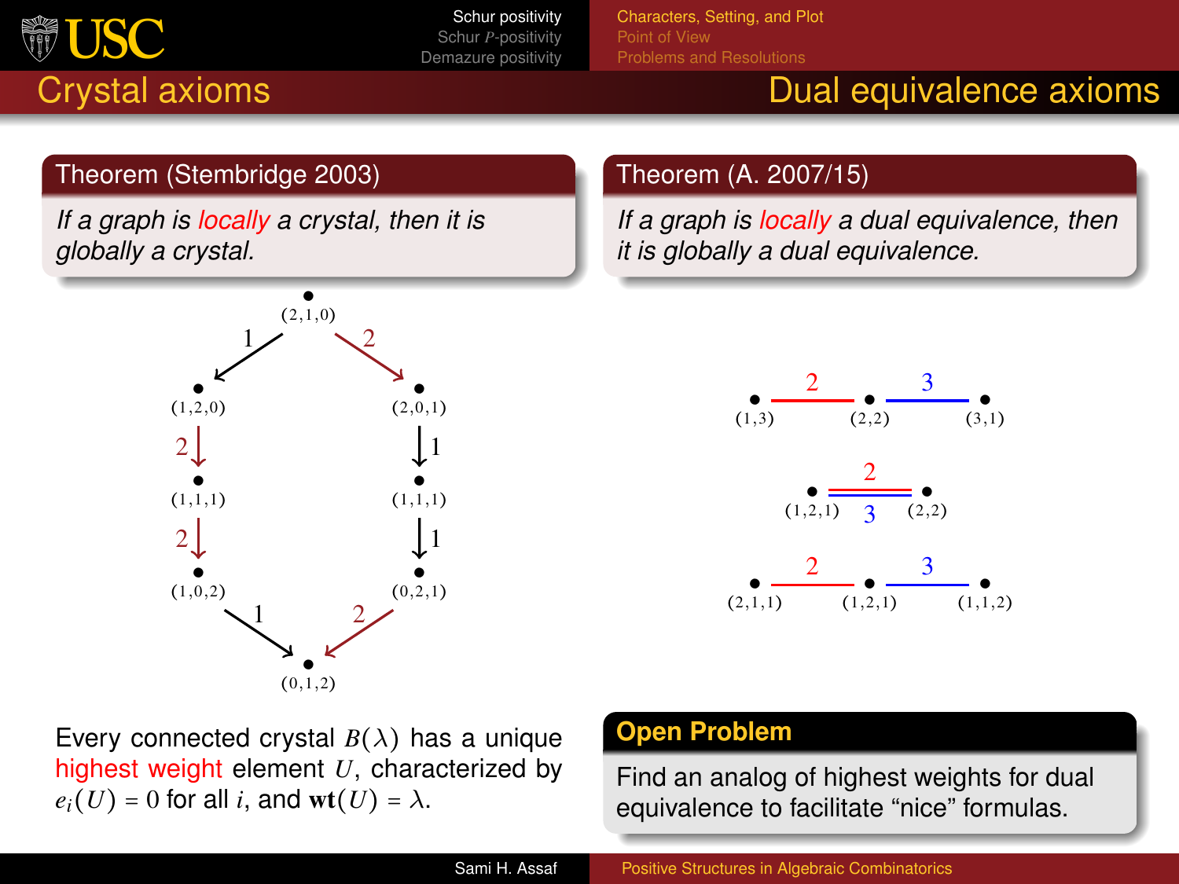## Crystal axioms

**Theorem (Stembridge 2003)**

*If a graph is locally a crystal, then it is globally a crystal.*

Every connected crystal $B(\lambda)$ has a unique highest weight element $U$, characterized by $e_i(U) = 0$ for all $i$, and $\mathbf{wt}(U) = \lambda$.

## Dual equivalence axioms

**Theorem (A. 2007/15)**

*If a graph is locally a dual equivalence, then it is globally a dual equivalence.*

**Open Problem**

Find an analog of highest weights for dual equivalence to facilitate "nice" formulas.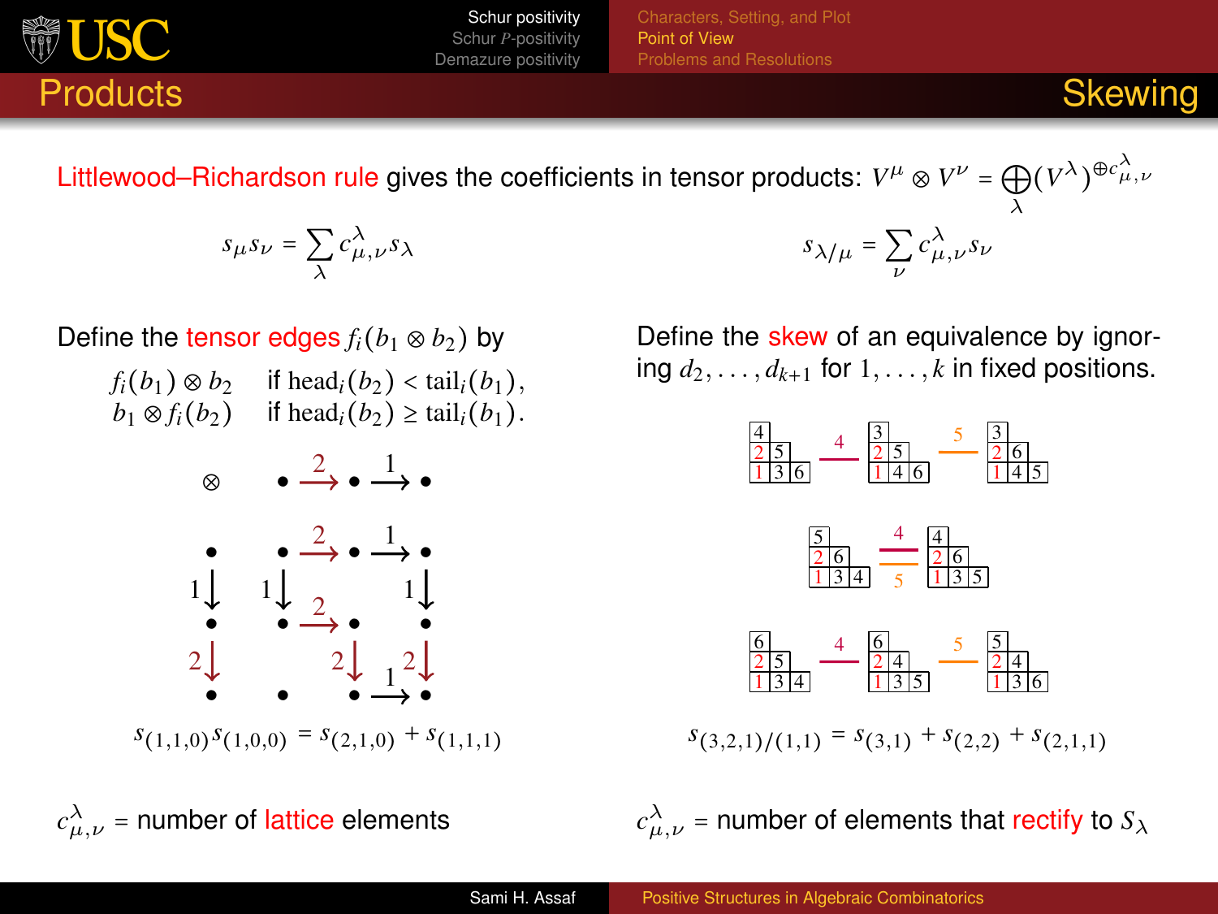## Products

Littlewood–Richardson rule gives the coefficients in tensor products: $V^\mu \otimes V^\nu = \bigoplus_\lambda (V^\lambda)^{\oplus c^\lambda_{\mu,\nu}}$

$$s_\mu s_\nu = \sum_\lambda c^\lambda_{\mu,\nu} s_\lambda$$

Define the tensor edges $f_i(b_1 \otimes b_2)$ by

$$\begin{array}{ll} f_i(b_1) \otimes b_2 & \text{if } \mathrm{head}_i(b_2) < \mathrm{tail}_i(b_1), \\ b_1 \otimes f_i(b_2) & \text{if } \mathrm{head}_i(b_2) \geq \mathrm{tail}_i(b_1). \end{array}$$

$$s_{(1,1,0)} s_{(1,0,0)} = s_{(2,1,0)} + s_{(1,1,1)}$$

$c^\lambda_{\mu,\nu}$ = number of lattice elements

## Skewing

$$s_{\lambda/\mu} = \sum_\nu c^\lambda_{\mu,\nu} s_\nu$$

Define the skew of an equivalence by ignoring $d_2, \ldots, d_{k+1}$ for $1, \ldots, k$ in fixed positions.

$$s_{(3,2,1)/(1,1)} = s_{(3,1)} + s_{(2,2)} + s_{(2,1,1)}$$

$c^\lambda_{\mu,\nu}$ = number of elements that rectify to $S_\lambda$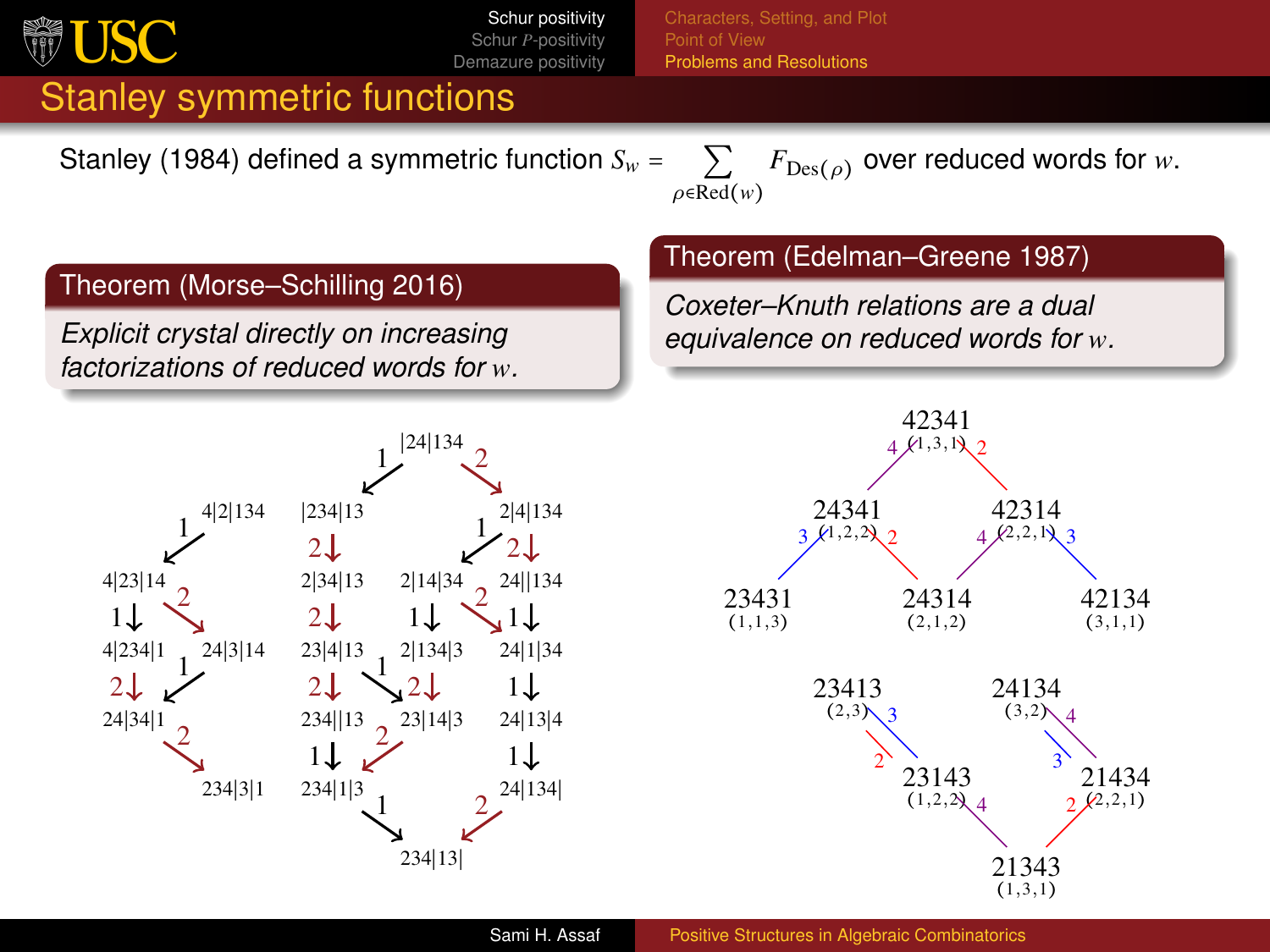## Stanley symmetric functions

Stanley (1984) defined a symmetric function $S_w = \sum_{\rho \in \mathrm{Red}(w)} F_{\mathrm{Des}(\rho)}$ over reduced words for $w$.

**Theorem (Morse–Schilling 2016)**

*Explicit crystal directly on increasing factorizations of reduced words for $w$.*

**Theorem (Edelman–Greene 1987)**

*Coxeter–Knuth relations are a dual equivalence on reduced words for $w$.*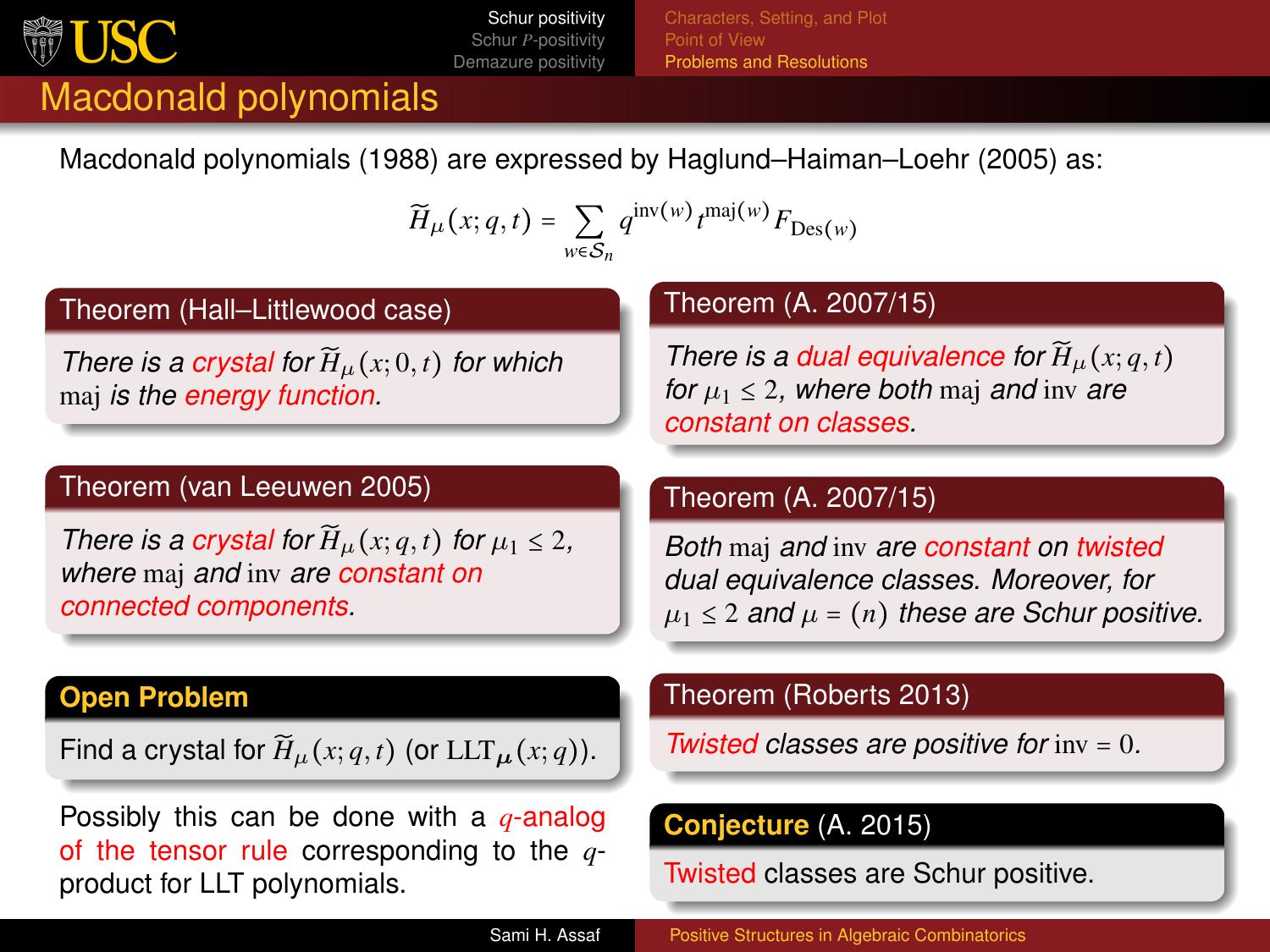# Macdonald polynomials

Macdonald polynomials (1988) are expressed by Haglund–Haiman–Loehr (2005) as:

$$\widetilde{H}_\mu(x;q,t) = \sum_{w \in \mathcal{S}_n} q^{\mathrm{inv}(w)} t^{\mathrm{maj}(w)} F_{\mathrm{Des}(w)}$$

**Theorem (Hall–Littlewood case)**

*There is a crystal for $\widetilde{H}_\mu(x;0,t)$ for which $\mathrm{maj}$ is the energy function.*

**Theorem (van Leeuwen 2005)**

*There is a crystal for $\widetilde{H}_\mu(x;q,t)$ for $\mu_1 \leq 2$, where $\mathrm{maj}$ and $\mathrm{inv}$ are constant on connected components.*

**Open Problem**

Find a crystal for $\widetilde{H}_\mu(x;q,t)$ (or $\mathrm{LLT}_{\boldsymbol{\mu}}(x;q)$).

Possibly this can be done with a $q$-analog of the tensor rule corresponding to the $q$-product for LLT polynomials.

**Theorem (A. 2007/15)**

*There is a dual equivalence for $\widetilde{H}_\mu(x;q,t)$ for $\mu_1 \leq 2$, where both $\mathrm{maj}$ and $\mathrm{inv}$ are constant on classes.*

**Theorem (A. 2007/15)**

*Both $\mathrm{maj}$ and $\mathrm{inv}$ are constant on twisted dual equivalence classes. Moreover, for $\mu_1 \leq 2$ and $\mu = (n)$ these are Schur positive.*

**Theorem (Roberts 2013)**

*Twisted classes are positive for $\mathrm{inv} = 0$.*

**Conjecture (A. 2015)**

Twisted classes are Schur positive.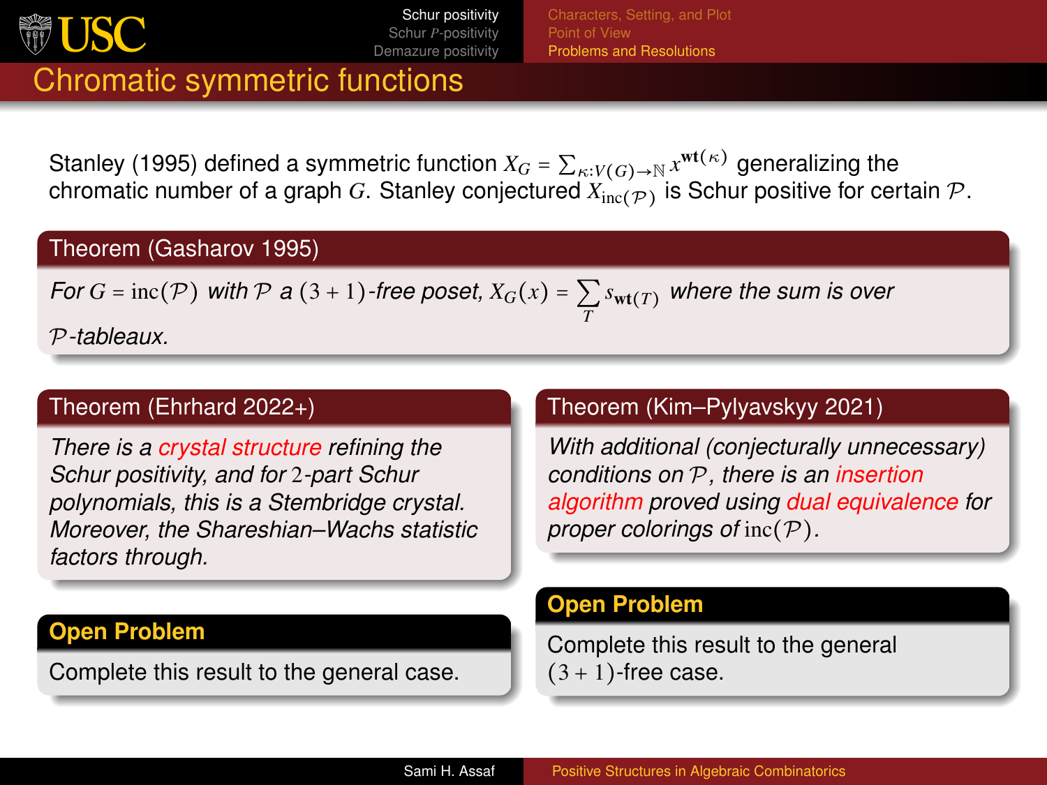# Chromatic symmetric functions

Stanley (1995) defined a symmetric function $X_G = \sum_{\kappa:V(G)\to\mathbb{N}} x^{\mathbf{wt}(\kappa)}$ generalizing the chromatic number of a graph $G$. Stanley conjectured $X_{\mathrm{inc}(\mathcal{P})}$ is Schur positive for certain $\mathcal{P}$.

### Theorem (Gasharov 1995)

*For $G = \mathrm{inc}(\mathcal{P})$ with $\mathcal{P}$ a $(3+1)$-free poset, $X_G(x) = \sum_T s_{\mathbf{wt}(T)}$ where the sum is over $\mathcal{P}$-tableaux.*

### Theorem (Ehrhard 2022+)

*There is a crystal structure refining the Schur positivity, and for 2-part Schur polynomials, this is a Stembridge crystal. Moreover, the Shareshian–Wachs statistic factors through.*

**Open Problem**

Complete this result to the general case.

### Theorem (Kim–Pylyavskyy 2021)

*With additional (conjecturally unnecessary) conditions on $\mathcal{P}$, there is an insertion algorithm proved using dual equivalence for proper colorings of $\mathrm{inc}(\mathcal{P})$.*

**Open Problem**

Complete this result to the general $(3+1)$-free case.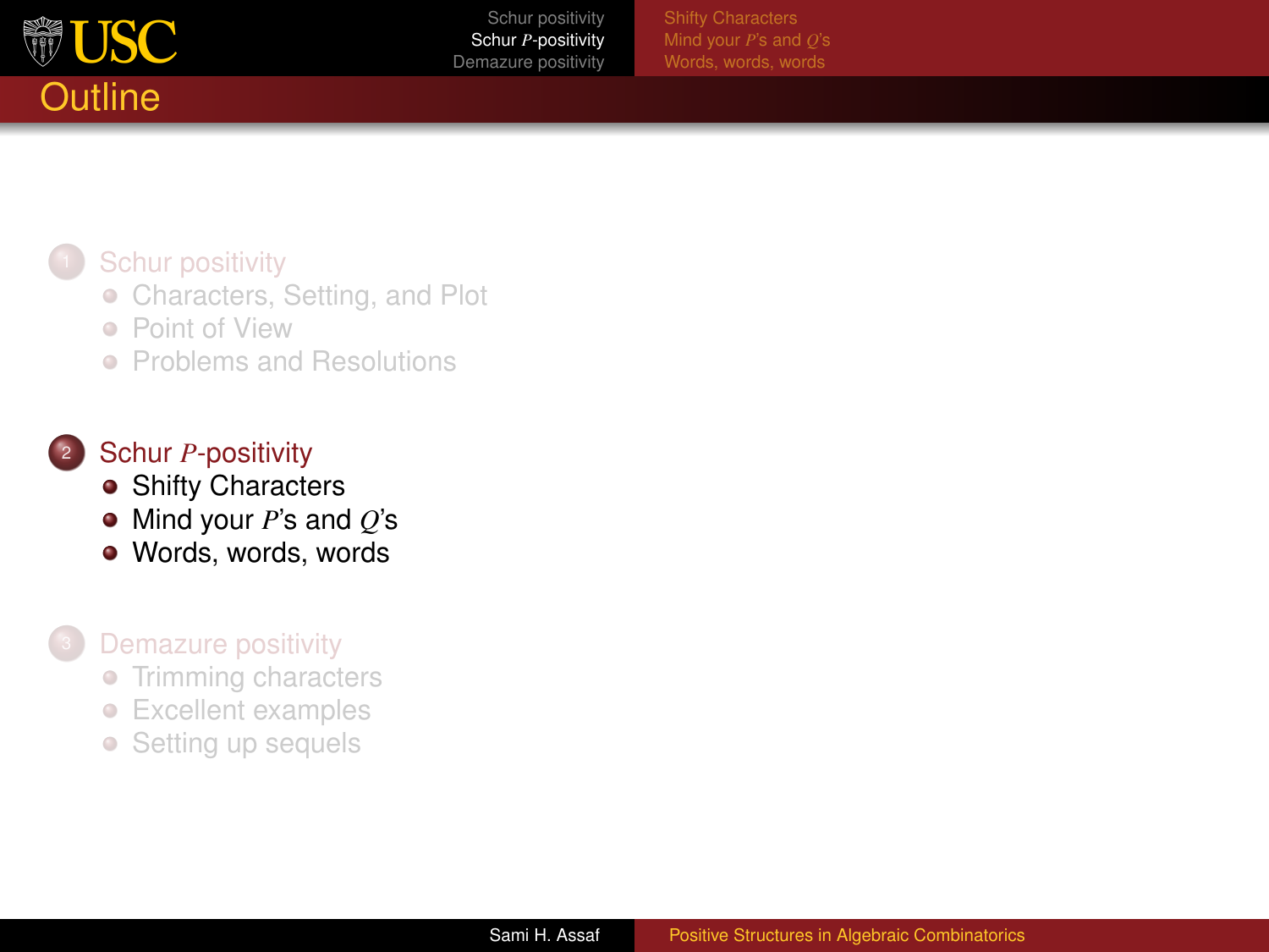# Outline

1. Schur positivity
   - Characters, Setting, and Plot
   - Point of View
   - Problems and Resolutions

2. Schur $P$-positivity
   - Shifty Characters
   - Mind your $P$'s and $Q$'s
   - Words, words, words

3. Demazure positivity
   - Trimming characters
   - Excellent examples
   - Setting up sequels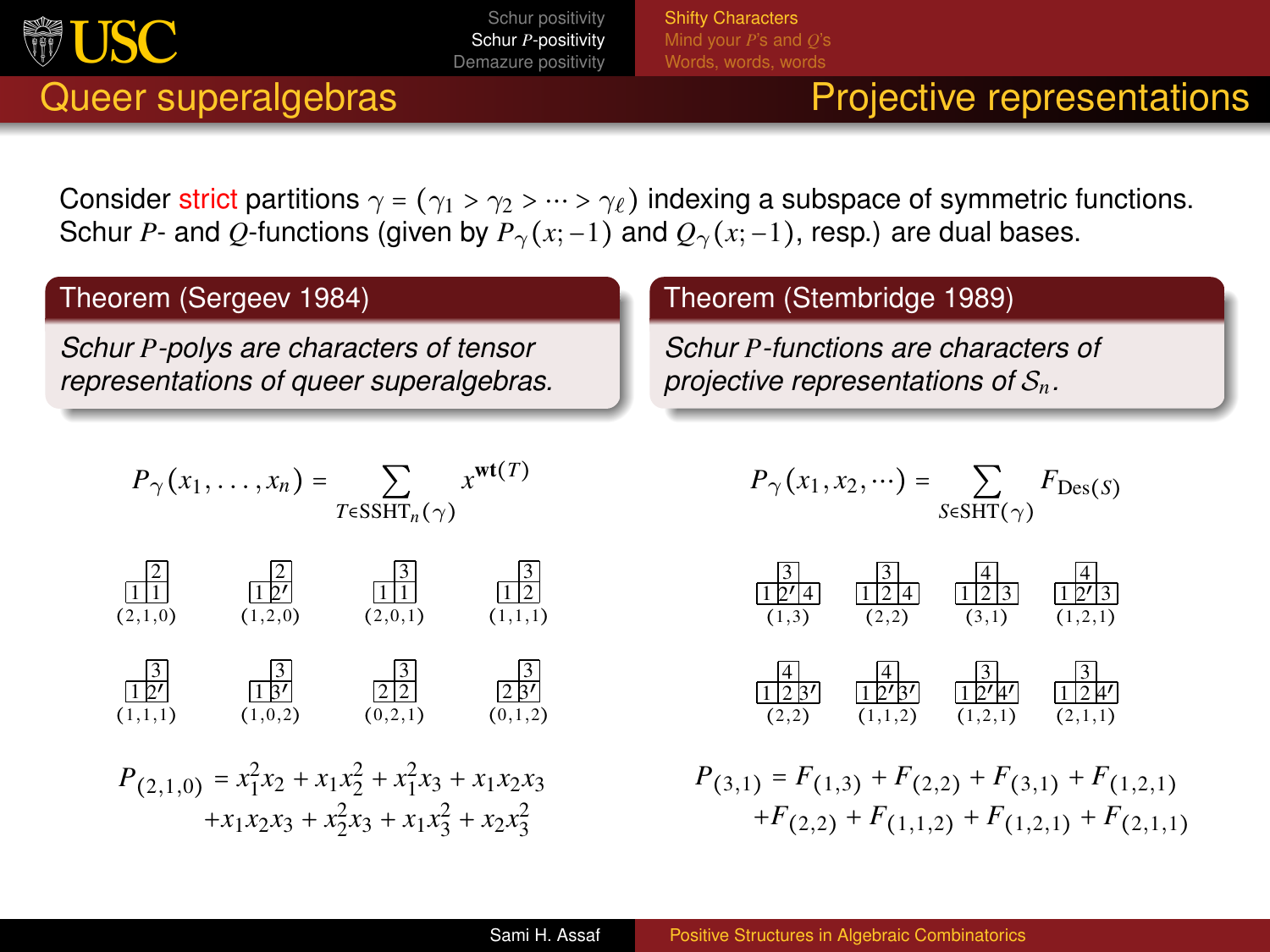## Queer superalgebras / Projective representations

Consider strict partitions $\gamma = (\gamma_1 > \gamma_2 > \cdots > \gamma_\ell)$ indexing a subspace of symmetric functions. Schur $P$- and $Q$-functions (given by $P_\gamma(x;-1)$ and $Q_\gamma(x;-1)$, resp.) are dual bases.

**Theorem (Sergeev 1984)**

*Schur $P$-polys are characters of tensor representations of queer superalgebras.*

$$P_\gamma(x_1,\ldots,x_n) = \sum_{T \in \mathrm{SSHT}_n(\gamma)} x^{\mathbf{wt}(T)}$$

Shifted tableaux of shape $(2,1)$ (top row / bottom row) with weights:

| Tableau | Weight |
|---|---|
| 2 / 1 1 | $(2,1,0)$ |
| 2 / 1 2′ | $(1,2,0)$ |
| 3 / 1 1 | $(2,0,1)$ |
| 3 / 1 2 | $(1,1,1)$ |
| 3 / 1 2′ | $(1,1,1)$ |
| 3 / 1 3′ | $(1,0,2)$ |
| 3 / 2 2 | $(0,2,1)$ |
| 3 / 2 3′ | $(0,1,2)$ |

$$P_{(2,1,0)} = x_1^2x_2 + x_1x_2^2 + x_1^2x_3 + x_1x_2x_3 + x_1x_2x_3 + x_2^2x_3 + x_1x_3^2 + x_2x_3^2$$

**Theorem (Stembridge 1989)**

*Schur $P$-functions are characters of projective representations of $S_n$.*

$$P_\gamma(x_1,x_2,\cdots) = \sum_{S \in \mathrm{SHT}(\gamma)} F_{\mathrm{Des}(S)}$$

Shifted tableaux of shape $(3,1)$ (top row / bottom row) with descent compositions:

| Tableau | Composition |
|---|---|
| 3 / 1 2′ 4 | $(1,3)$ |
| 3 / 1 2 4 | $(2,2)$ |
| 4 / 1 2 3 | $(3,1)$ |
| 4 / 1 2′ 3 | $(1,2,1)$ |
| 4 / 1 2 3′ | $(2,2)$ |
| 4 / 1 2′ 3′ | $(1,1,2)$ |
| 3 / 1 2′ 4′ | $(1,2,1)$ |
| 3 / 1 2 4′ | $(2,1,1)$ |

$$P_{(3,1)} = F_{(1,3)} + F_{(2,2)} + F_{(3,1)} + F_{(1,2,1)} + F_{(2,2)} + F_{(1,1,2)} + F_{(1,2,1)} + F_{(2,1,1)}$$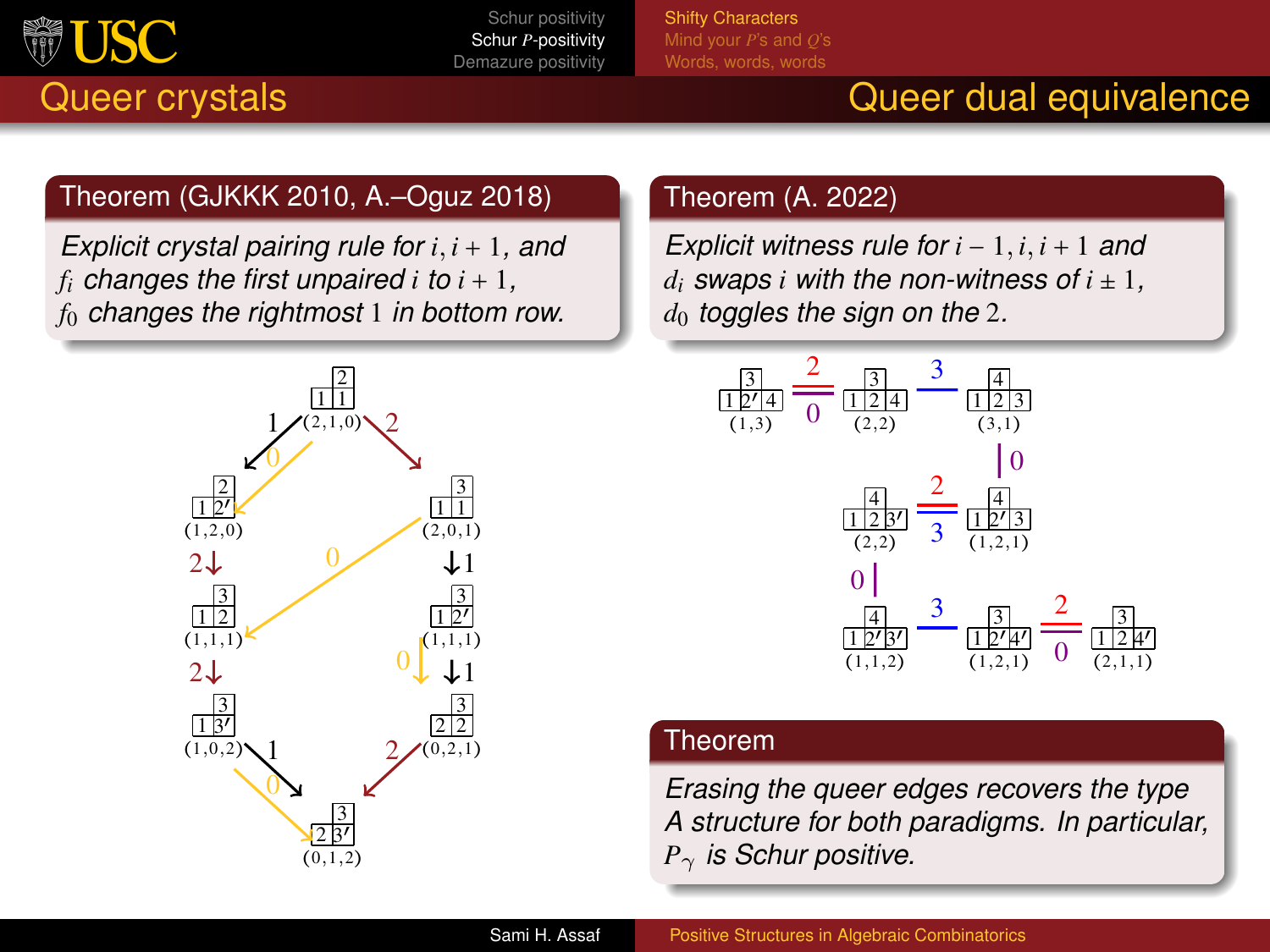## Queer crystals

### Theorem (GJKKK 2010, A.–Oguz 2018)

*Explicit crystal pairing rule for $i, i+1$, and*
*$f_i$ changes the first unpaired $i$ to $i+1$,*
*$f_0$ changes the rightmost $1$ in bottom row.*

## Queer dual equivalence

### Theorem (A. 2022)

*Explicit witness rule for $i-1, i, i+1$ and*
*$d_i$ swaps $i$ with the non-witness of $i \pm 1$,*
*$d_0$ toggles the sign on the $2$.*

### Theorem

*Erasing the queer edges recovers the type A structure for both paradigms. In particular, $P_\gamma$ is Schur positive.*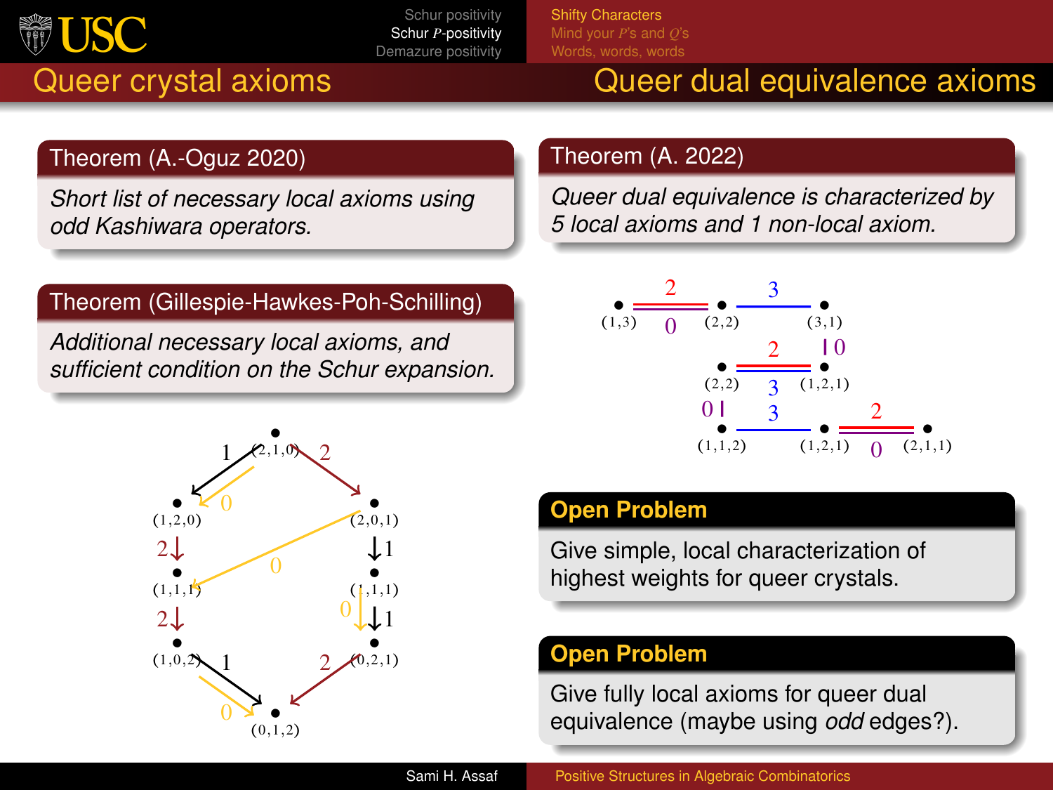## Queer crystal axioms

**Theorem (A.-Oguz 2020)**

*Short list of necessary local axioms using odd Kashiwara operators.*

**Theorem (Gillespie-Hawkes-Poh-Schilling)**

*Additional necessary local axioms, and sufficient condition on the Schur expansion.*

## Queer dual equivalence axioms

**Theorem (A. 2022)**

*Queer dual equivalence is characterized by 5 local axioms and 1 non-local axiom.*

**Open Problem**

Give simple, local characterization of highest weights for queer crystals.

**Open Problem**

Give fully local axioms for queer dual equivalence (maybe using *odd* edges?).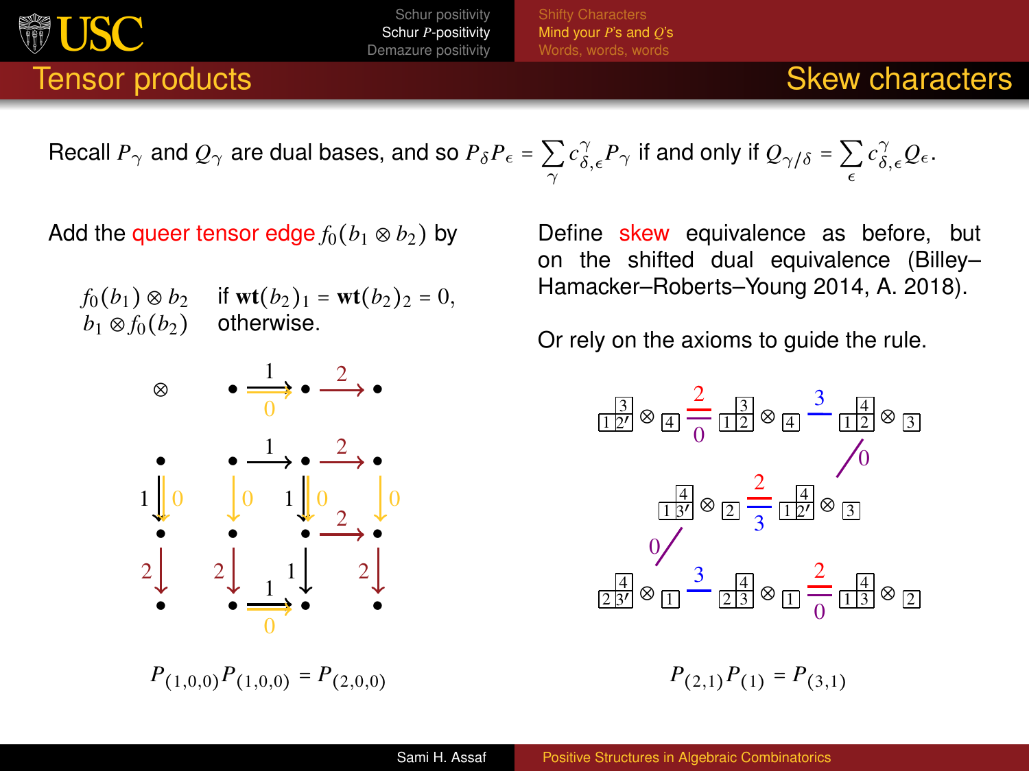# Tensor products — Skew characters

Recall $P_\gamma$ and $Q_\gamma$ are dual bases, and so $P_\delta P_\epsilon = \sum_\gamma c^\gamma_{\delta,\epsilon} P_\gamma$ if and only if $Q_{\gamma/\delta} = \sum_\epsilon c^\gamma_{\delta,\epsilon} Q_\epsilon$.

Add the queer tensor edge $f_0(b_1 \otimes b_2)$ by

$$\begin{array}{ll} f_0(b_1) \otimes b_2 & \text{if } \mathbf{wt}(b_2)_1 = \mathbf{wt}(b_2)_2 = 0, \\ b_1 \otimes f_0(b_2) & \text{otherwise.} \end{array}$$

$$P_{(1,0,0)} P_{(1,0,0)} = P_{(2,0,0)}$$

Define skew equivalence as before, but on the shifted dual equivalence (Billey–Hamacker–Roberts–Young 2014, A. 2018).

Or rely on the axioms to guide the rule.

$$P_{(2,1)} P_{(1)} = P_{(3,1)}$$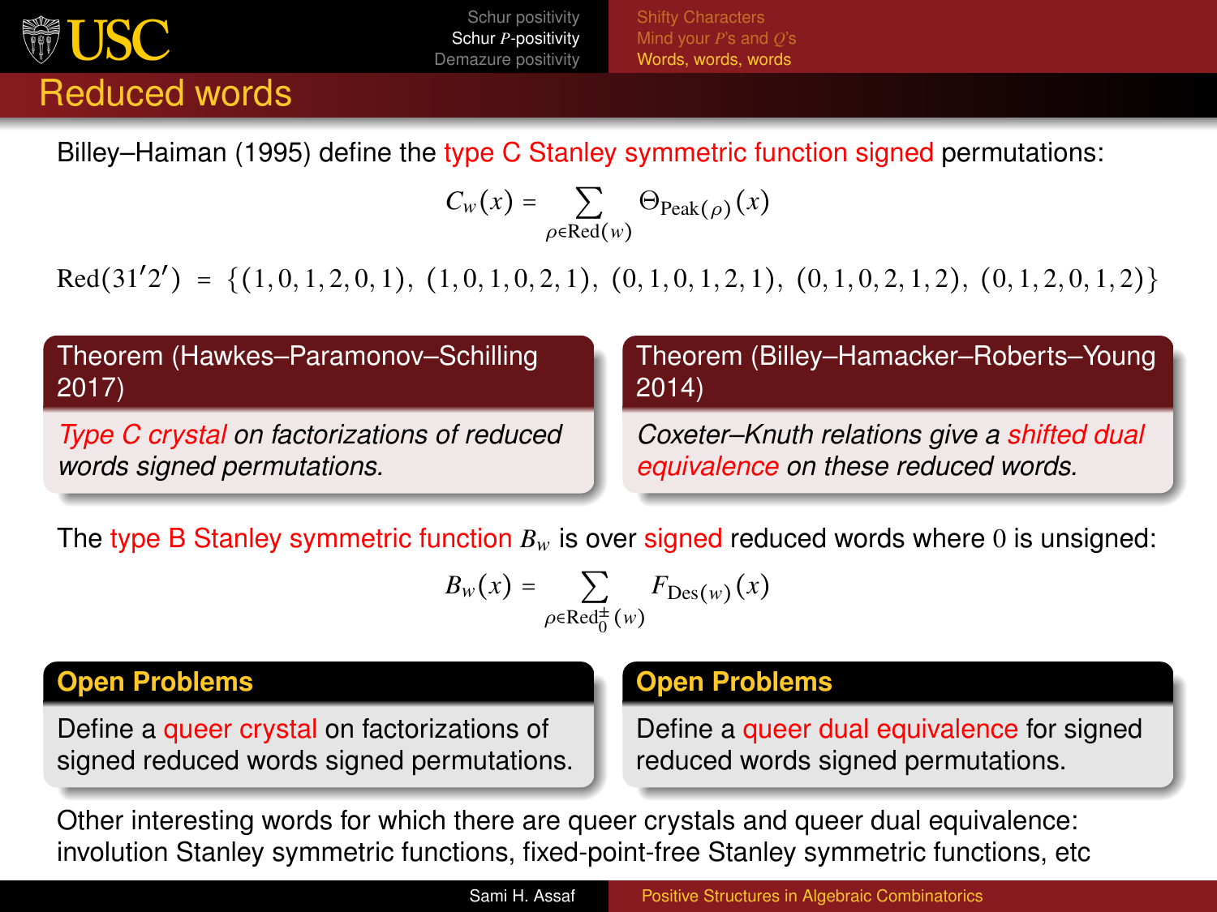## Reduced words

Billey–Haiman (1995) define the type C Stanley symmetric function signed permutations:

$$C_w(x) = \sum_{\rho \in \mathrm{Red}(w)} \Theta_{\mathrm{Peak}(\rho)}(x)$$

$$\mathrm{Red}(31'2') = \{(1,0,1,2,0,1),\ (1,0,1,0,2,1),\ (0,1,0,1,2,1),\ (0,1,0,2,1,2),\ (0,1,2,0,1,2)\}$$

**Theorem (Hawkes–Paramonov–Schilling 2017)**

*Type C crystal on factorizations of reduced words signed permutations.*

**Theorem (Billey–Hamacker–Roberts–Young 2014)**

*Coxeter–Knuth relations give a shifted dual equivalence on these reduced words.*

The type B Stanley symmetric function $B_w$ is over signed reduced words where $0$ is unsigned:

$$B_w(x) = \sum_{\rho \in \mathrm{Red}^{\pm}_0(w)} F_{\mathrm{Des}(w)}(x)$$

**Open Problems**

Define a queer crystal on factorizations of signed reduced words signed permutations.

**Open Problems**

Define a queer dual equivalence for signed reduced words signed permutations.

Other interesting words for which there are queer crystals and queer dual equivalence: involution Stanley symmetric functions, fixed-point-free Stanley symmetric functions, etc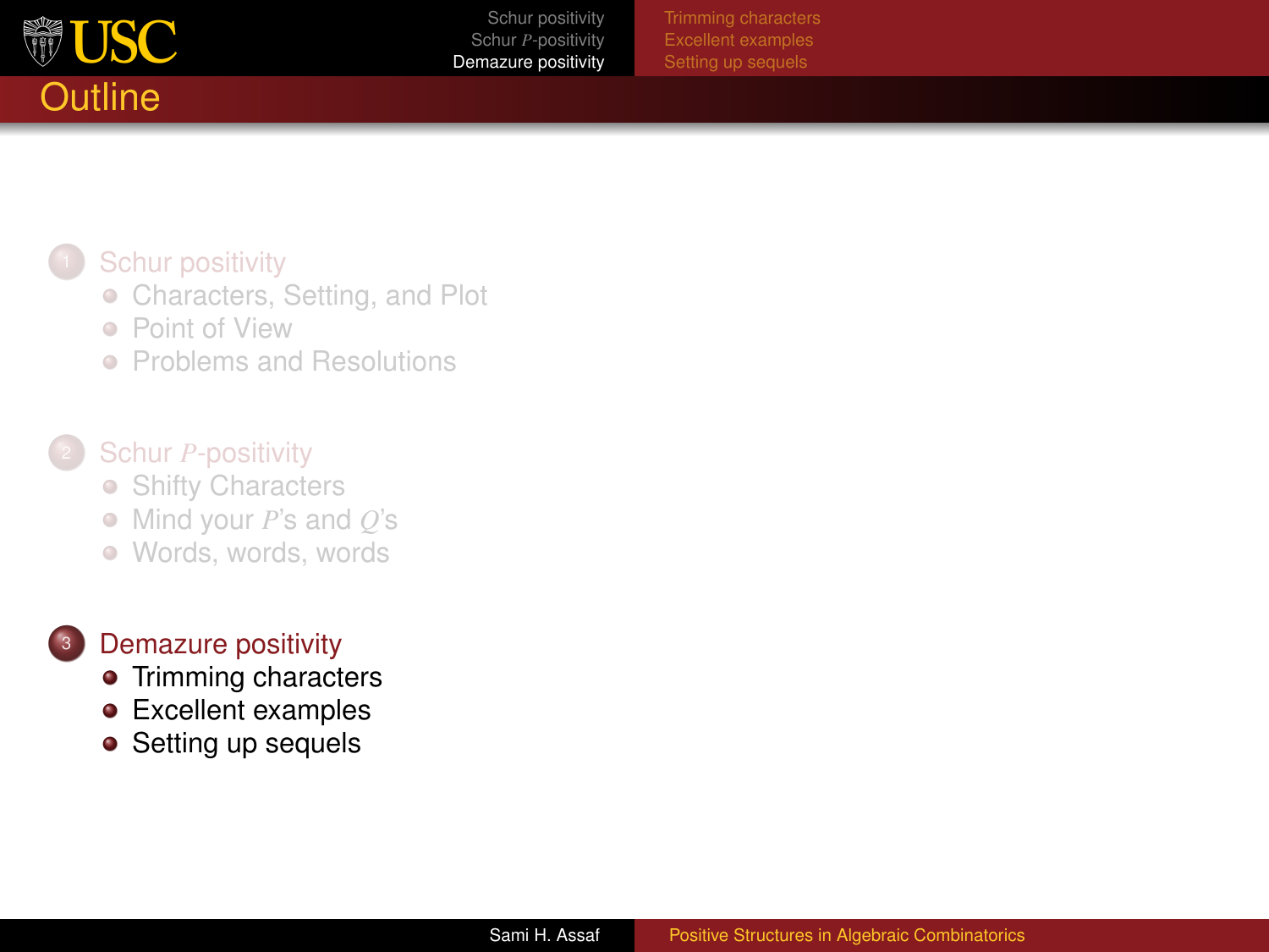# Outline

1. Schur positivity
   - Characters, Setting, and Plot
   - Point of View
   - Problems and Resolutions

2. Schur $P$-positivity
   - Shifty Characters
   - Mind your $P$'s and $Q$'s
   - Words, words, words

3. Demazure positivity
   - Trimming characters
   - Excellent examples
   - Setting up sequels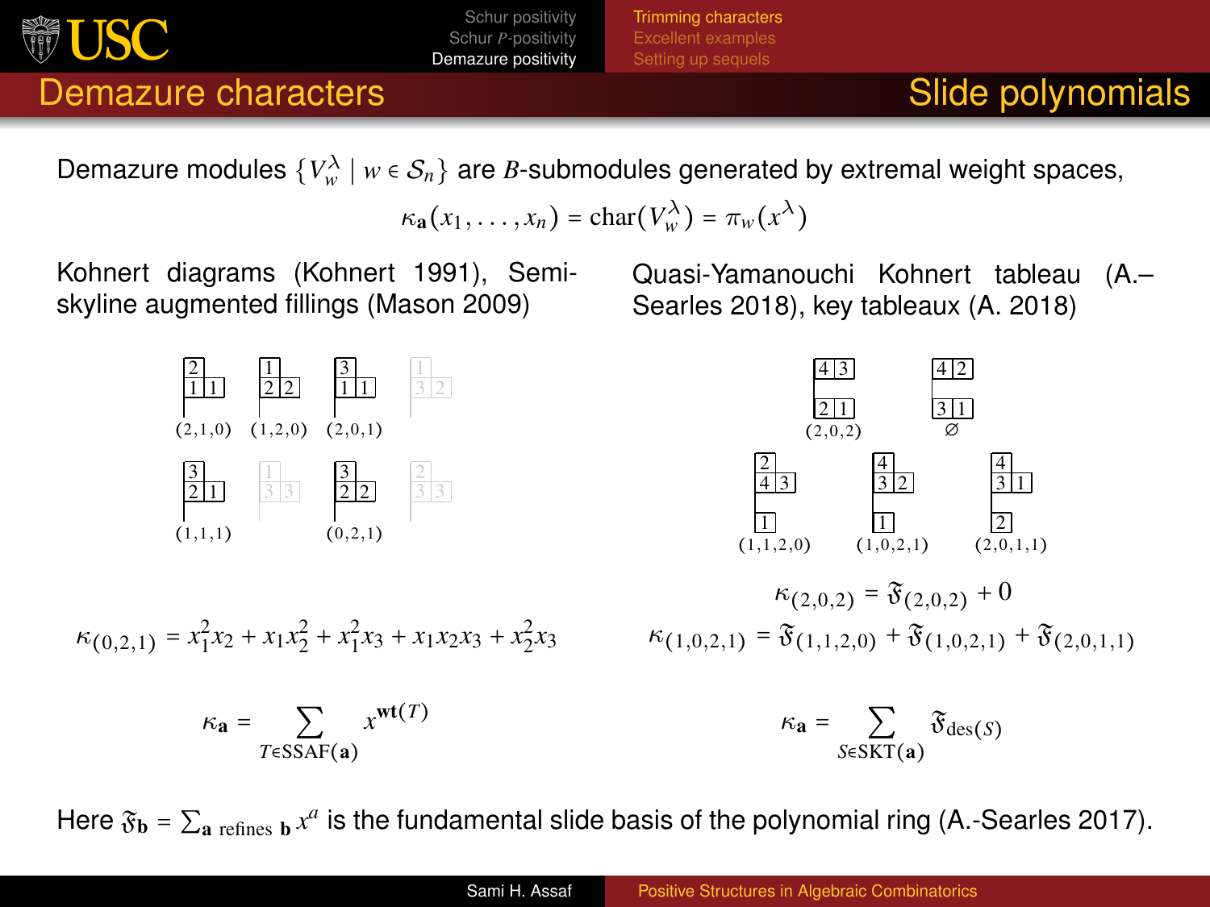## Demazure characters

## Slide polynomials

Demazure modules $\{V_w^\lambda \mid w \in \mathcal{S}_n\}$ are $B$-submodules generated by extremal weight spaces,

$$\kappa_{\mathbf{a}}(x_1, \ldots, x_n) = \mathrm{char}(V_w^\lambda) = \pi_w(x^\lambda)$$

Kohnert diagrams (Kohnert 1991), Semi-skyline augmented fillings (Mason 2009)

(2,1,0) (1,2,0) (2,0,1)

(1,1,1) (0,2,1)

$$\kappa_{(0,2,1)} = x_1^2 x_2 + x_1 x_2^2 + x_1^2 x_3 + x_1 x_2 x_3 + x_2^2 x_3$$

$$\kappa_{\mathbf{a}} = \sum_{T \in \mathrm{SSAF}(\mathbf{a})} x^{\mathbf{wt}(T)}$$

Quasi-Yamanouchi Kohnert tableau (A.–Searles 2018), key tableaux (A. 2018)

(2,0,2) $\varnothing$

(1,1,2,0) (1,0,2,1) (2,0,1,1)

$$\kappa_{(2,0,2)} = \mathfrak{F}_{(2,0,2)} + 0$$

$$\kappa_{(1,0,2,1)} = \mathfrak{F}_{(1,1,2,0)} + \mathfrak{F}_{(1,0,2,1)} + \mathfrak{F}_{(2,0,1,1)}$$

$$\kappa_{\mathbf{a}} = \sum_{S \in \mathrm{SKT}(\mathbf{a})} \mathfrak{F}_{\mathrm{des}(S)}$$

Here $\mathfrak{F}_{\mathbf{b}} = \sum_{\mathbf{a} \text{ refines } \mathbf{b}} x^a$ is the fundamental slide basis of the polynomial ring (A.-Searles 2017).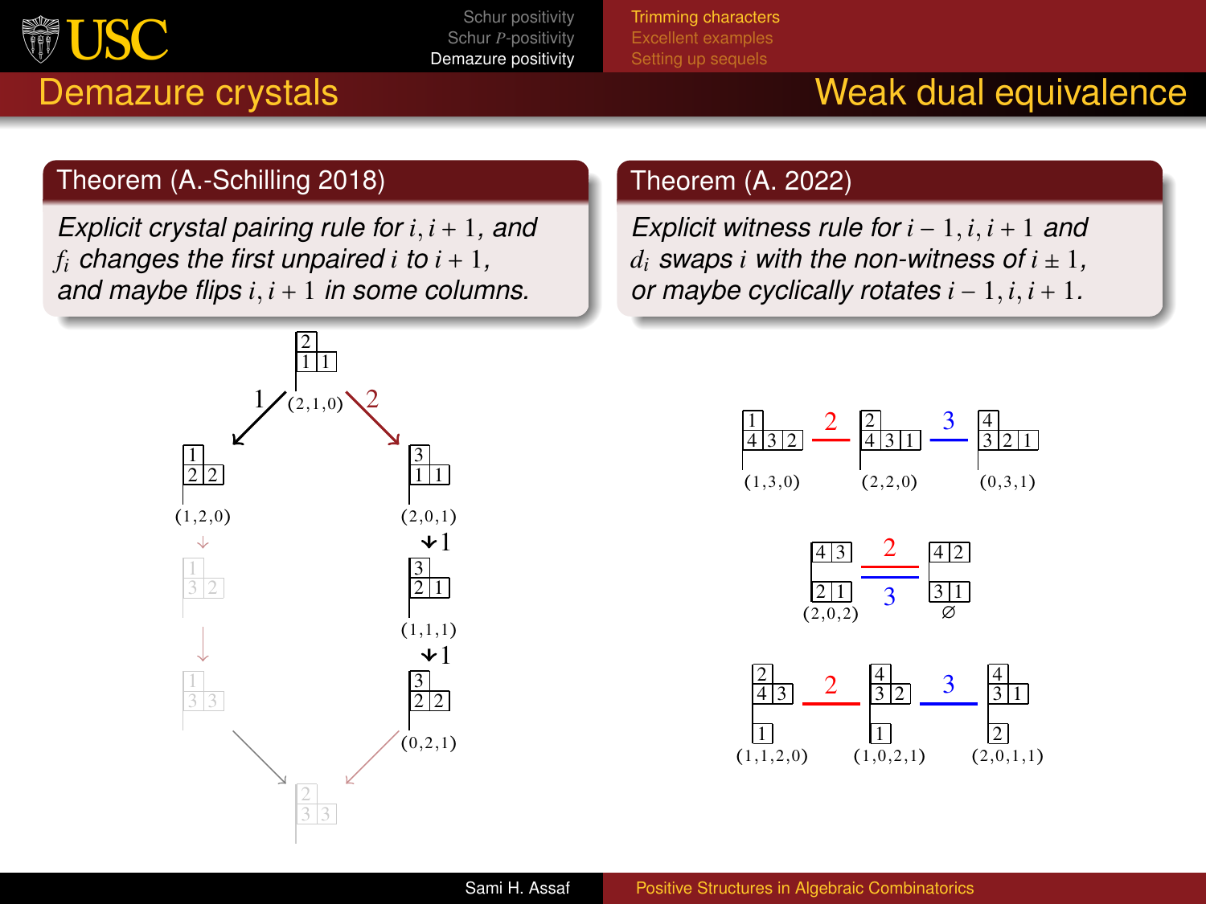## Demazure crystals — Weak dual equivalence

**Theorem (A.-Schilling 2018)**

*Explicit crystal pairing rule for $i, i+1$, and $f_i$ changes the first unpaired $i$ to $i+1$, and maybe flips $i, i+1$ in some columns.*

**Theorem (A. 2022)**

*Explicit witness rule for $i-1, i, i+1$ and $d_i$ swaps $i$ with the non-witness of $i \pm 1$, or maybe cyclically rotates $i-1, i, i+1$.*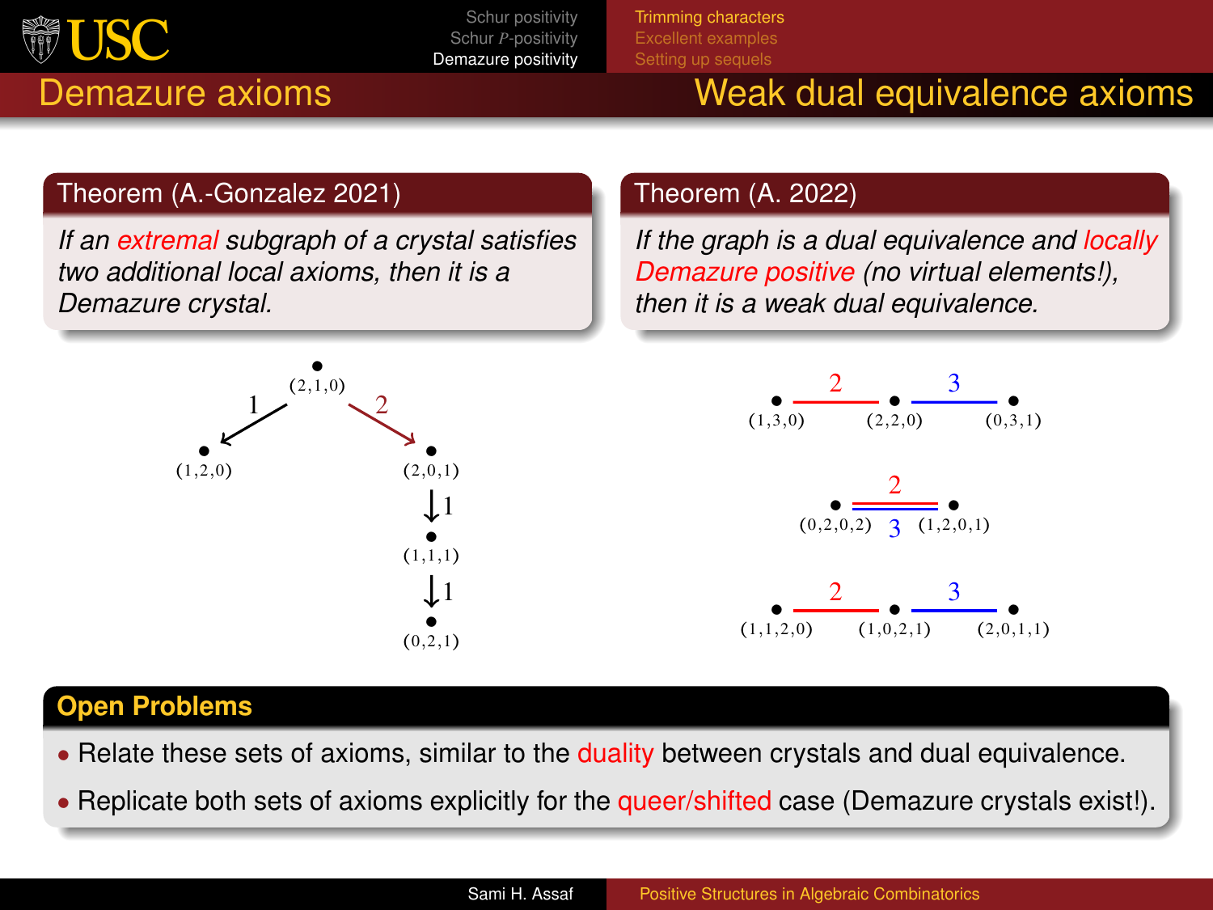## Demazure axioms

### Theorem (A.-Gonzalez 2021)

*If an extremal subgraph of a crystal satisfies two additional local axioms, then it is a Demazure crystal.*

$(2,1,0) \xrightarrow{1} (1,2,0)$

$(2,1,0) \xrightarrow{2} (2,0,1) \xrightarrow{1} (1,1,1) \xrightarrow{1} (0,2,1)$

## Weak dual equivalence axioms

### Theorem (A. 2022)

*If the graph is a dual equivalence and locally Demazure positive (no virtual elements!), then it is a weak dual equivalence.*

$(1,3,0) \overset{2}{—} (2,2,0) \overset{3}{—} (0,3,1)$

$(0,2,0,2) \overset{2,3}{=} (1,2,0,1)$

$(1,1,2,0) \overset{2}{—} (1,0,2,1) \overset{3}{—} (2,0,1,1)$

### Open Problems

- Relate these sets of axioms, similar to the duality between crystals and dual equivalence.
- Replicate both sets of axioms explicitly for the queer/shifted case (Demazure crystals exist!).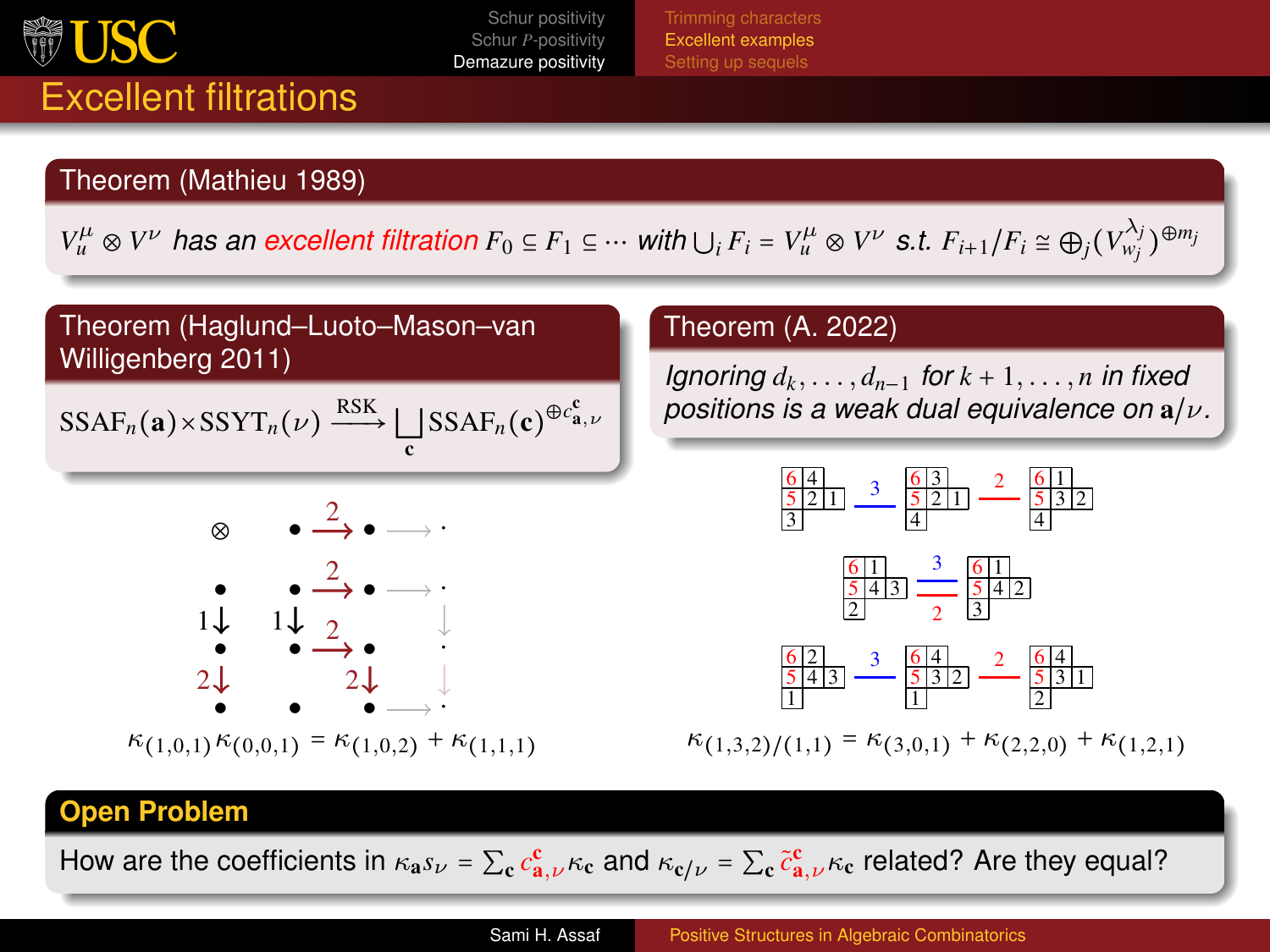# Excellent filtrations

## Theorem (Mathieu 1989)

$V_u^\mu \otimes V^\nu$ *has an* ***excellent filtration*** $F_0 \subseteq F_1 \subseteq \cdots$ *with* $\bigcup_i F_i = V_u^\mu \otimes V^\nu$ *s.t.* $F_{i+1}/F_i \cong \bigoplus_j (V_{w_j}^{\lambda_j})^{\oplus m_j}$

## Theorem (Haglund–Luoto–Mason–van Willigenberg 2011)

$$\mathrm{SSAF}_n(\mathbf{a}) \times \mathrm{SSYT}_n(\nu) \xrightarrow{\mathrm{RSK}} \bigsqcup_{\mathbf{c}} \mathrm{SSAF}_n(\mathbf{c})^{\oplus c^{\mathbf{c}}_{\mathbf{a},\nu}}$$

$$\kappa_{(1,0,1)}\kappa_{(0,0,1)} = \kappa_{(1,0,2)} + \kappa_{(1,1,1)}$$

## Theorem (A. 2022)

*Ignoring* $d_k, \ldots, d_{n-1}$ *for* $k+1, \ldots, n$ *in fixed positions is a weak dual equivalence on* $\mathbf{a}/\nu$.

$$\kappa_{(1,3,2)/(1,1)} = \kappa_{(3,0,1)} + \kappa_{(2,2,0)} + \kappa_{(1,2,1)}$$

## Open Problem

How are the coefficients in $\kappa_{\mathbf{a}} s_\nu = \sum_{\mathbf{c}} c^{\mathbf{c}}_{\mathbf{a},\nu} \kappa_{\mathbf{c}}$ and $\kappa_{\mathbf{c}/\nu} = \sum_{\mathbf{c}} \tilde{c}^{\mathbf{c}}_{\mathbf{a},\nu} \kappa_{\mathbf{c}}$ related? Are they equal?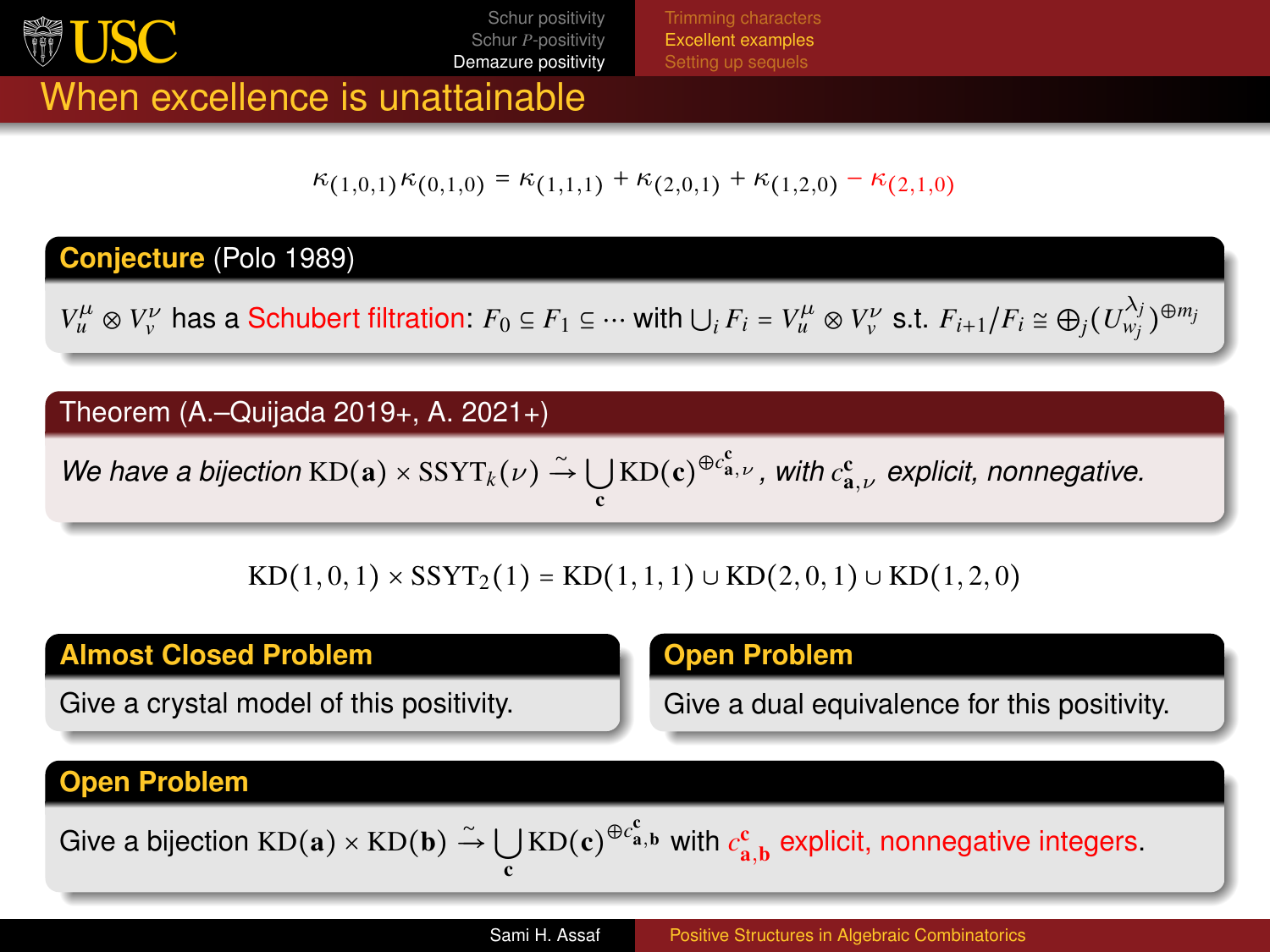## When excellence is unattainable

$$\kappa_{(1,0,1)}\kappa_{(0,1,0)} = \kappa_{(1,1,1)} + \kappa_{(2,0,1)} + \kappa_{(1,2,0)} - \kappa_{(2,1,0)}$$

**Conjecture** (Polo 1989)

$V_u^\mu \otimes V_v^\nu$ has a Schubert filtration: $F_0 \subseteq F_1 \subseteq \cdots$ with $\bigcup_i F_i = V_u^\mu \otimes V_v^\nu$ s.t. $F_{i+1}/F_i \cong \bigoplus_j (U_{w_j}^{\lambda_j})^{\oplus m_j}$

**Theorem** (A.–Quijada 2019+, A. 2021+)

*We have a bijection* $\mathrm{KD}(\mathbf{a}) \times \mathrm{SSYT}_k(\nu) \xrightarrow{\sim} \bigcup_{\mathbf{c}} \mathrm{KD}(\mathbf{c})^{\oplus c_{\mathbf{a},\nu}^{\mathbf{c}}}$, *with* $c_{\mathbf{a},\nu}^{\mathbf{c}}$ *explicit, nonnegative.*

$$\mathrm{KD}(1,0,1) \times \mathrm{SSYT}_2(1) = \mathrm{KD}(1,1,1) \cup \mathrm{KD}(2,0,1) \cup \mathrm{KD}(1,2,0)$$

**Almost Closed Problem**

Give a crystal model of this positivity.

**Open Problem**

Give a dual equivalence for this positivity.

**Open Problem**

Give a bijection $\mathrm{KD}(\mathbf{a}) \times \mathrm{KD}(\mathbf{b}) \xrightarrow{\sim} \bigcup_{\mathbf{c}} \mathrm{KD}(\mathbf{c})^{\oplus c_{\mathbf{a},\mathbf{b}}^{\mathbf{c}}}$ with $c_{\mathbf{a},\mathbf{b}}^{\mathbf{c}}$ explicit, nonnegative integers.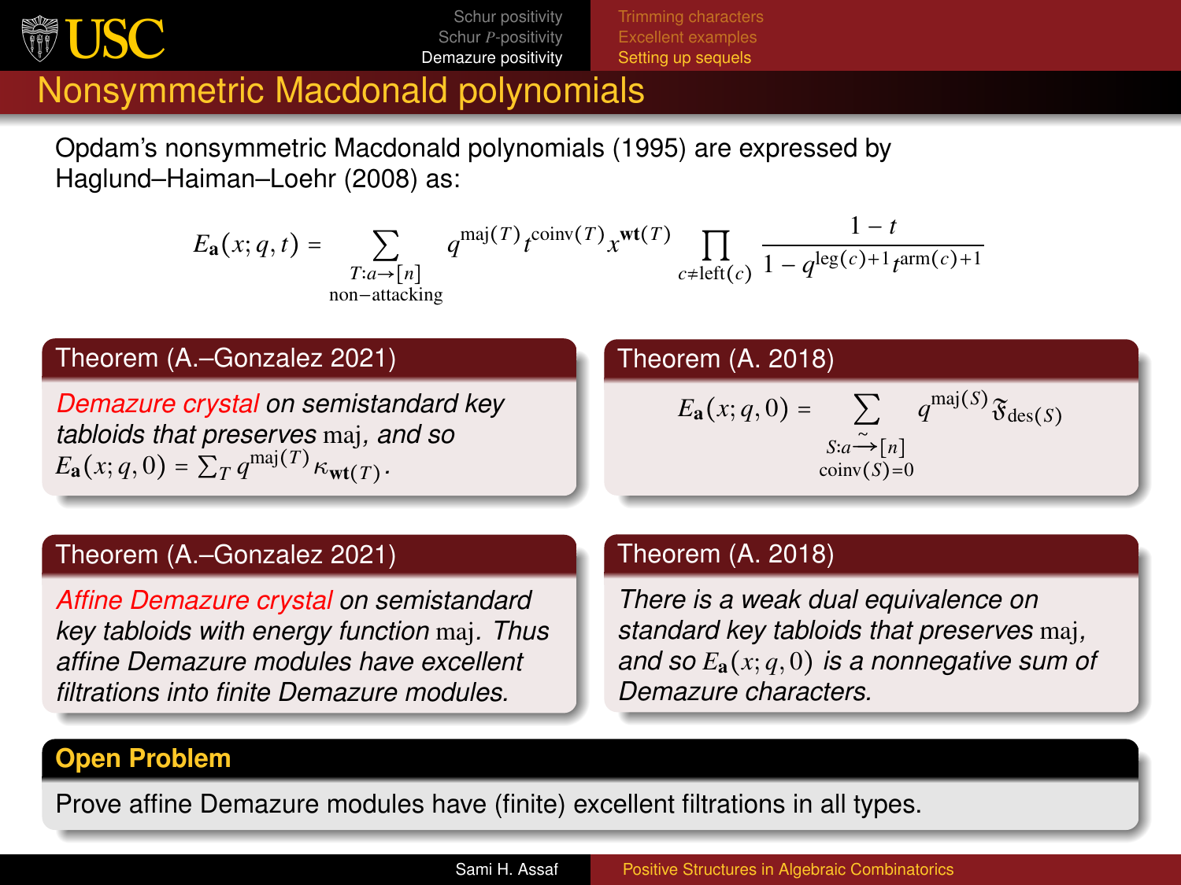# Nonsymmetric Macdonald polynomials

Opdam's nonsymmetric Macdonald polynomials (1995) are expressed by Haglund–Haiman–Loehr (2008) as:

$$E_{\mathbf{a}}(x;q,t) = \sum_{\substack{T:a\to[n] \\ \text{non-attacking}}} q^{\mathrm{maj}(T)} t^{\mathrm{coinv}(T)} x^{\mathbf{wt}(T)} \prod_{c\neq \mathrm{left}(c)} \frac{1-t}{1-q^{\mathrm{leg}(c)+1}t^{\mathrm{arm}(c)+1}}$$

**Theorem (A.–Gonzalez 2021)**

*Demazure crystal on semistandard key tabloids that preserves* maj*, and so* $E_{\mathbf{a}}(x;q,0) = \sum_T q^{\mathrm{maj}(T)} \kappa_{\mathbf{wt}(T)}$.

**Theorem (A. 2018)**

$$E_{\mathbf{a}}(x;q,0) = \sum_{\substack{S:a\overset{\sim}{\longrightarrow}[n] \\ \mathrm{coinv}(S)=0}} q^{\mathrm{maj}(S)} \mathfrak{F}_{\mathrm{des}(S)}$$

**Theorem (A.–Gonzalez 2021)**

*Affine Demazure crystal on semistandard key tabloids with energy function* maj*. Thus affine Demazure modules have excellent filtrations into finite Demazure modules.*

**Theorem (A. 2018)**

*There is a weak dual equivalence on standard key tabloids that preserves* maj*, and so* $E_{\mathbf{a}}(x;q,0)$ *is a nonnegative sum of Demazure characters.*

**Open Problem**

Prove affine Demazure modules have (finite) excellent filtrations in all types.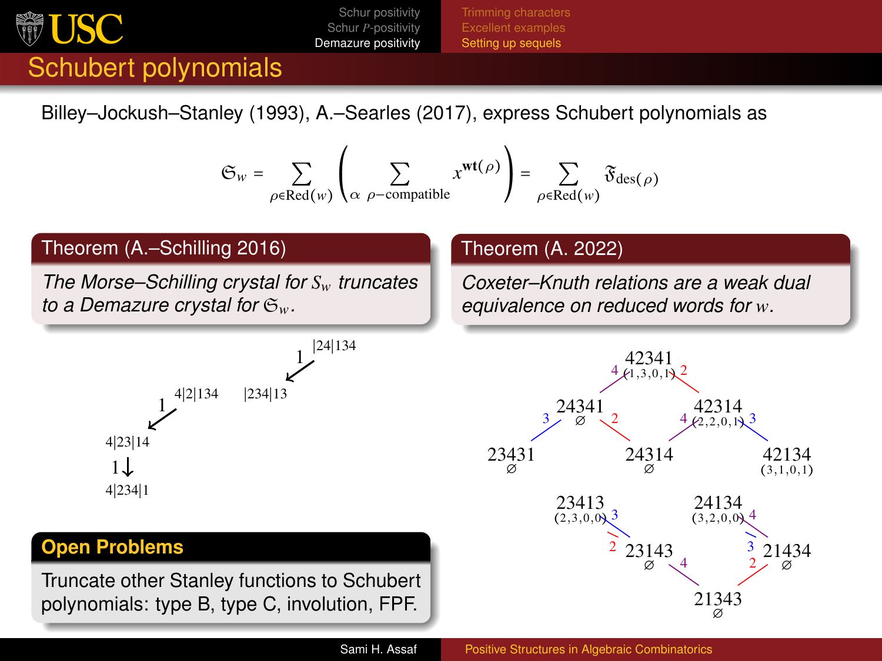# Schubert polynomials

Billey–Jockush–Stanley (1993), A.–Searles (2017), express Schubert polynomials as

$$\mathfrak{S}_w = \sum_{\rho \in \mathrm{Red}(w)} \left( \sum_{\alpha \ \rho\text{-compatible}} x^{\mathbf{wt}(\rho)} \right) = \sum_{\rho \in \mathrm{Red}(w)} \mathfrak{F}_{\mathrm{des}(\rho)}$$

**Theorem (A.–Schilling 2016)**

*The Morse–Schilling crystal for $S_w$ truncates to a Demazure crystal for $\mathfrak{S}_w$.*

|24|134 $\xrightarrow{1}$ |234|13

4|2|134 $\xrightarrow{1}$ 4|23|14 $\xrightarrow{1}$ 4|234|1

**Theorem (A. 2022)**

*Coxeter–Knuth relations are a weak dual equivalence on reduced words for $w$.*

42341 $(1,3,0,1)$; 24341 $\varnothing$; 42314 $(2,2,0,1)$; 23431 $\varnothing$; 24314 $\varnothing$; 42134 $(3,1,0,1)$

23413 $(2,3,0,0)$; 24134 $(3,2,0,0)$; 23143 $\varnothing$; 21434 $\varnothing$; 21343 $\varnothing$

**Open Problems**

Truncate other Stanley functions to Schubert polynomials: type B, type C, involution, FPF.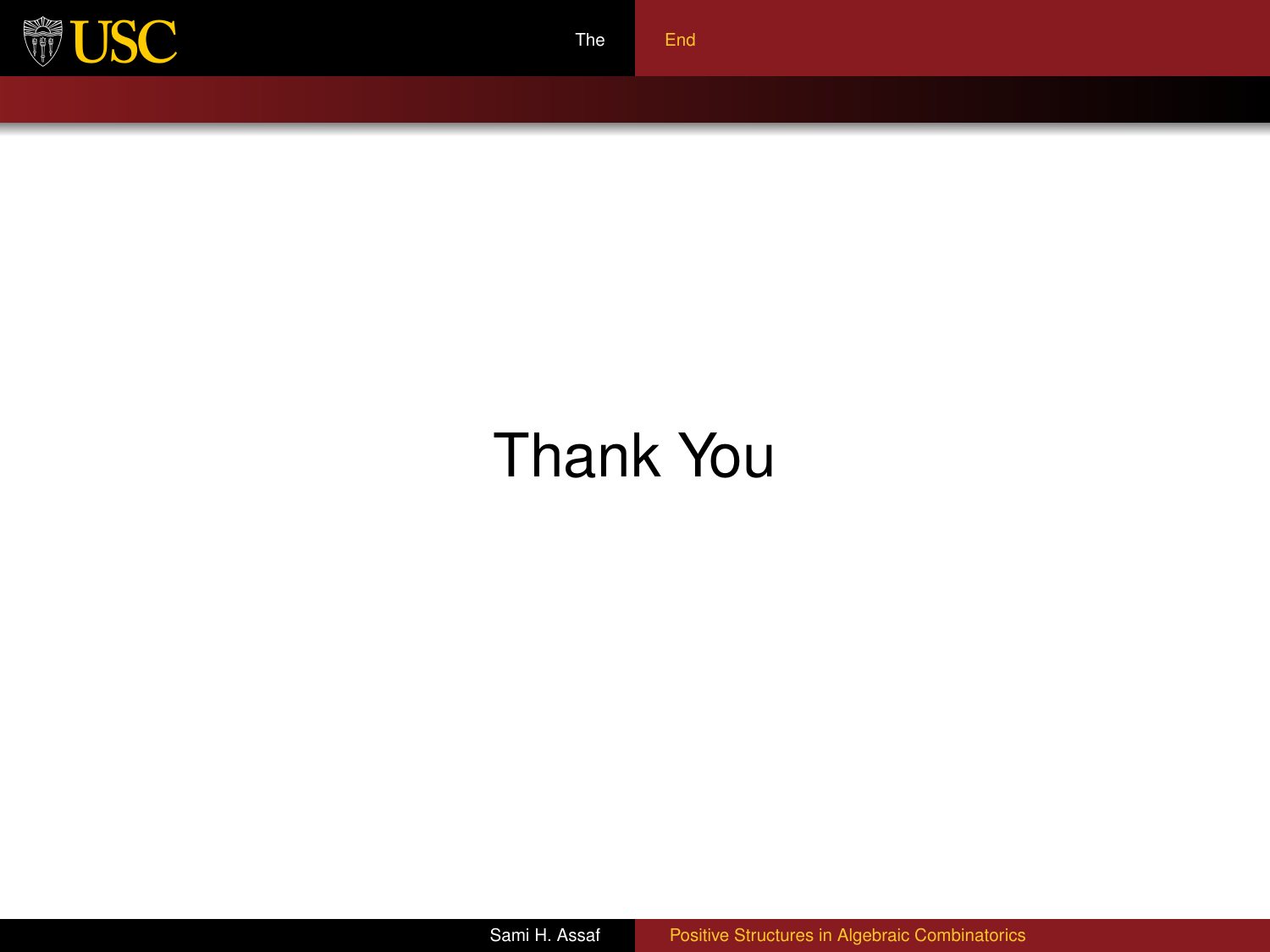Thank You